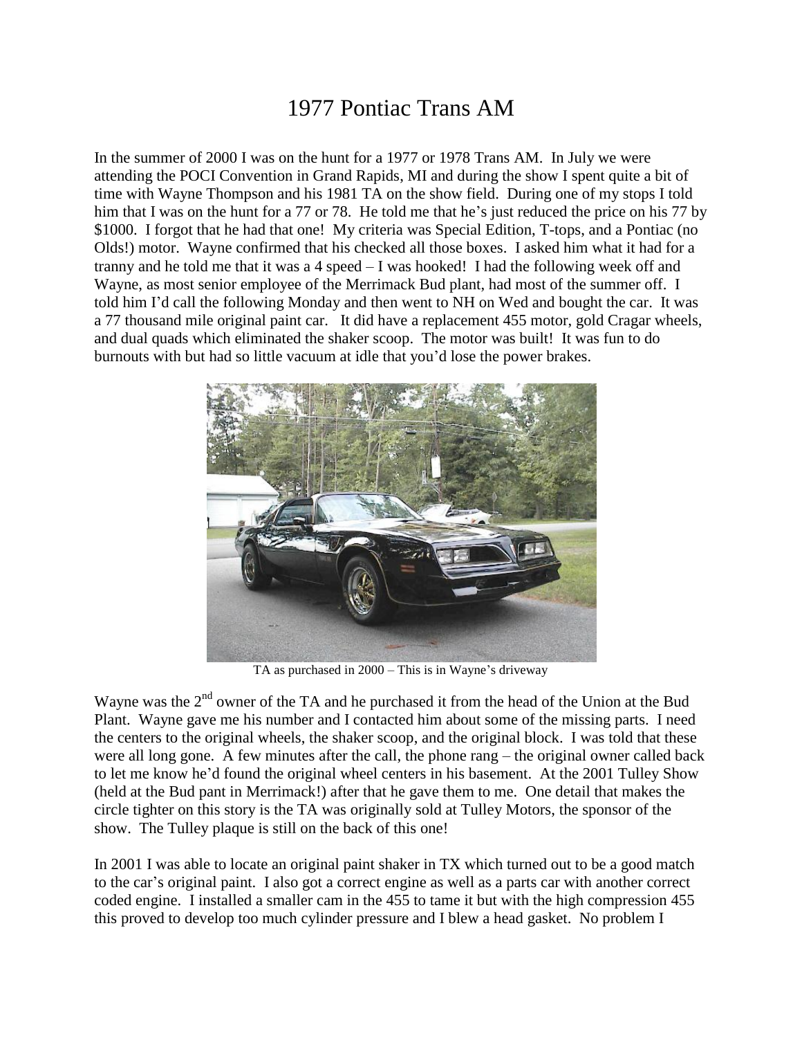# 1977 Pontiac Trans AM

In the summer of 2000 I was on the hunt for a 1977 or 1978 Trans AM. In July we were attending the POCI Convention in Grand Rapids, MI and during the show I spent quite a bit of time with Wayne Thompson and his 1981 TA on the show field. During one of my stops I told him that I was on the hunt for a 77 or 78. He told me that he's just reduced the price on his 77 by $1000. I forgot that he had that one! My criteria was Special Edition, T-tops, and a Pontiac (no Olds!) motor. Wayne confirmed that his checked all those boxes. I asked him what it had for a tranny and he told me that it was a 4 speed – I was hooked! I had the following week off and Wayne, as most senior employee of the Merrimack Bud plant, had most of the summer off. I told him I'd call the following Monday and then went to NH on Wed and bought the car. It was a 77 thousand mile original paint car. It did have a replacement 455 motor, gold Cragar wheels, and dual quads which eliminated the shaker scoop. The motor was built! It was fun to do burnouts with but had so little vacuum at idle that you'd lose the power brakes.

TA as purchased in 2000 – This is in Wayne's driveway

Wayne was the 2nd owner of the TA and he purchased it from the head of the Union at the Bud Plant. Wayne gave me his number and I contacted him about some of the missing parts. I need the centers to the original wheels, the shaker scoop, and the original block. I was told that these were all long gone. A few minutes after the call, the phone rang – the original owner called back to let me know he'd found the original wheel centers in his basement. At the 2001 Tulley Show (held at the Bud pant in Merrimack!) after that he gave them to me. One detail that makes the circle tighter on this story is the TA was originally sold at Tulley Motors, the sponsor of the show. The Tulley plaque is still on the back of this one!

In 2001 I was able to locate an original paint shaker in TX which turned out to be a good match to the car's original paint. I also got a correct engine as well as a parts car with another correct coded engine. I installed a smaller cam in the 455 to tame it but with the high compression 455 this proved to develop too much cylinder pressure and I blew a head gasket. No problem I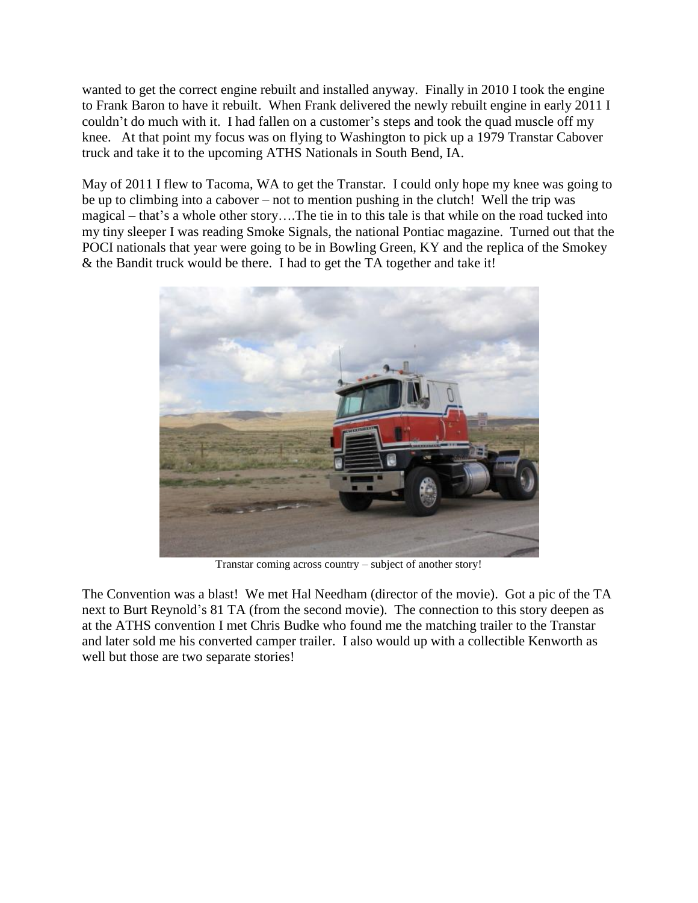wanted to get the correct engine rebuilt and installed anyway. Finally in 2010 I took the engine to Frank Baron to have it rebuilt. When Frank delivered the newly rebuilt engine in early 2011 I couldn't do much with it. I had fallen on a customer's steps and took the quad muscle off my knee. At that point my focus was on flying to Washington to pick up a 1979 Transtar Cabover truck and take it to the upcoming ATHS Nationals in South Bend, IA.

May of 2011 I flew to Tacoma, WA to get the Transtar. I could only hope my knee was going to be up to climbing into a cabover – not to mention pushing in the clutch! Well the trip was magical – that's a whole other story….The tie in to this tale is that while on the road tucked into my tiny sleeper I was reading Smoke Signals, the national Pontiac magazine. Turned out that the POCI nationals that year were going to be in Bowling Green, KY and the replica of the Smokey & the Bandit truck would be there. I had to get the TA together and take it!

Transtar coming across country – subject of another story!

The Convention was a blast! We met Hal Needham (director of the movie). Got a pic of the TA next to Burt Reynold's 81 TA (from the second movie). The connection to this story deepen as at the ATHS convention I met Chris Budke who found me the matching trailer to the Transtar and later sold me his converted camper trailer. I also would up with a collectible Kenworth as well but those are two separate stories!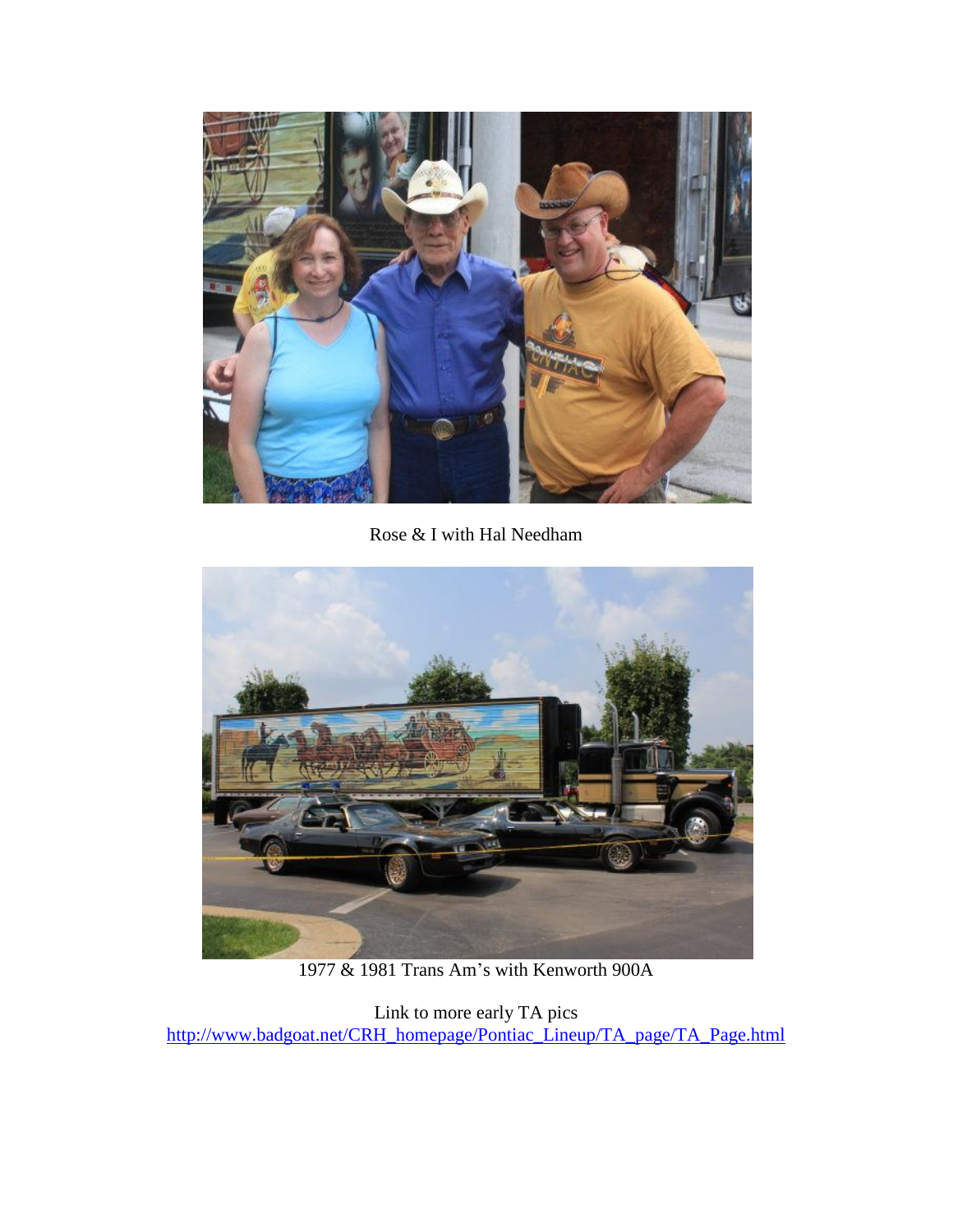Rose & I with Hal Needham

1977 & 1981 Trans Am's with Kenworth 900A

Link to more early TA pics
http://www.badgoat.net/CRH_homepage/Pontiac_Lineup/TA_page/TA_Page.html